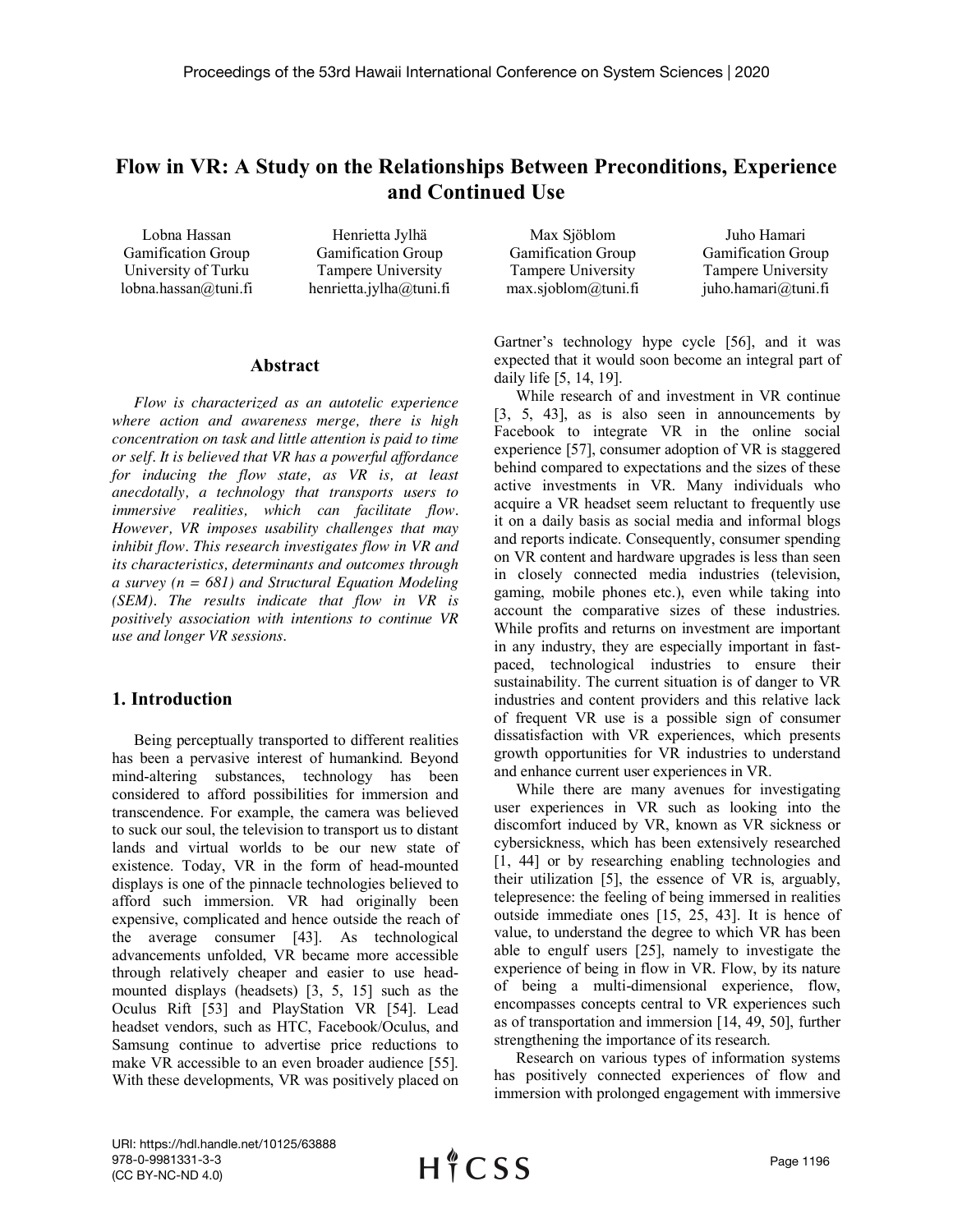# Flow in VR: A Study on the Relationships Between Preconditions, Experience and Continued Use

| Lobna Hassan | Henrietta Jylhä | Max Sjöblom | Juho Hamari |
|---|---|---|---|
| Gamification Group | Gamification Group | Gamification Group | Gamification Group |
| University of Turku | Tampere University | Tampere University | Tampere University |
| lobna.hassan@tuni.fi | henrietta.jylha@tuni.fi | max.sjoblom@tuni.fi | juho.hamari@tuni.fi |

## Abstract

*Flow is characterized as an autotelic experience where action and awareness merge, there is high concentration on task and little attention is paid to time or self. It is believed that VR has a powerful affordance for inducing the flow state, as VR is, at least anecdotally, a technology that transports users to immersive realities, which can facilitate flow. However, VR imposes usability challenges that may inhibit flow. This research investigates flow in VR and its characteristics, determinants and outcomes through a survey (n = 681) and Structural Equation Modeling (SEM). The results indicate that flow in VR is positively association with intentions to continue VR use and longer VR sessions.*

## 1. Introduction

Being perceptually transported to different realities has been a pervasive interest of humankind. Beyond mind-altering substances, technology has been considered to afford possibilities for immersion and transcendence. For example, the camera was believed to suck our soul, the television to transport us to distant lands and virtual worlds to be our new state of existence. Today, VR in the form of head-mounted displays is one of the pinnacle technologies believed to afford such immersion. VR had originally been expensive, complicated and hence outside the reach of the average consumer [43]. As technological advancements unfolded, VR became more accessible through relatively cheaper and easier to use head-mounted displays (headsets) [3, 5, 15] such as the Oculus Rift [53] and PlayStation VR [54]. Lead headset vendors, such as HTC, Facebook/Oculus, and Samsung continue to advertise price reductions to make VR accessible to an even broader audience [55]. With these developments, VR was positively placed on Gartner's technology hype cycle [56], and it was expected that it would soon become an integral part of daily life [5, 14, 19].

While research of and investment in VR continue [3, 5, 43], as is also seen in announcements by Facebook to integrate VR in the online social experience [57], consumer adoption of VR is staggered behind compared to expectations and the sizes of these active investments in VR. Many individuals who acquire a VR headset seem reluctant to frequently use it on a daily basis as social media and informal blogs and reports indicate. Consequently, consumer spending on VR content and hardware upgrades is less than seen in closely connected media industries (television, gaming, mobile phones etc.), even while taking into account the comparative sizes of these industries. While profits and returns on investment are important in any industry, they are especially important in fast-paced, technological industries to ensure their sustainability. The current situation is of danger to VR industries and content providers and this relative lack of frequent VR use is a possible sign of consumer dissatisfaction with VR experiences, which presents growth opportunities for VR industries to understand and enhance current user experiences in VR.

While there are many avenues for investigating user experiences in VR such as looking into the discomfort induced by VR, known as VR sickness or cybersickness, which has been extensively researched [1, 44] or by researching enabling technologies and their utilization [5], the essence of VR is, arguably, telepresence: the feeling of being immersed in realities outside immediate ones [15, 25, 43]. It is hence of value, to understand the degree to which VR has been able to engulf users [25], namely to investigate the experience of being in flow in VR. Flow, by its nature of being a multi-dimensional experience, flow, encompasses concepts central to VR experiences such as of transportation and immersion [14, 49, 50], further strengthening the importance of its research.

Research on various types of information systems has positively connected experiences of flow and immersion with prolonged engagement with immersive

URI: https://hdl.handle.net/10125/63888
978-0-9981331-3-3
(CC BY-NC-ND 4.0)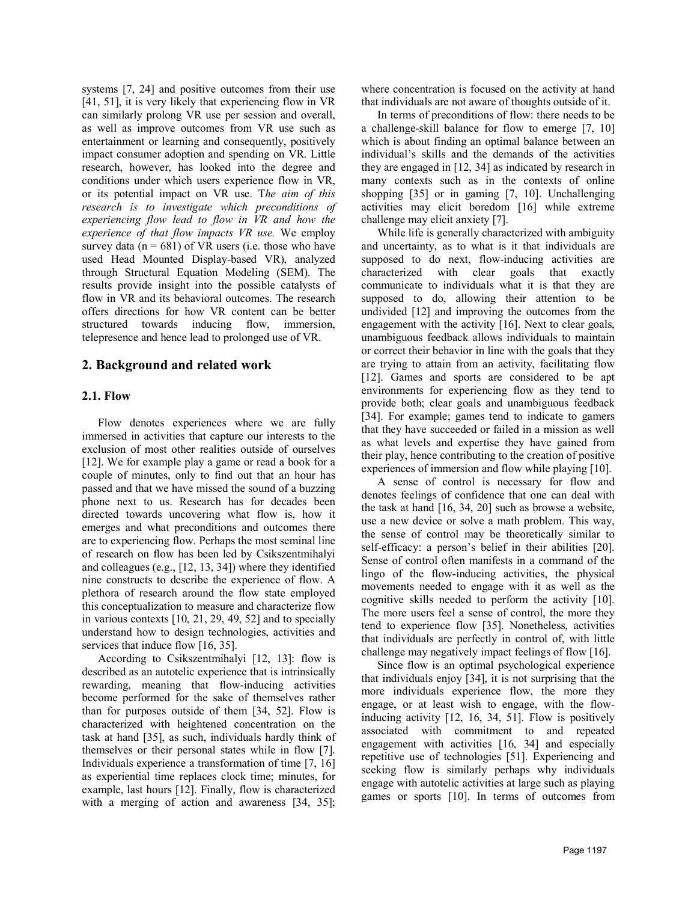systems [7, 24] and positive outcomes from their use [41, 51], it is very likely that experiencing flow in VR can similarly prolong VR use per session and overall, as well as improve outcomes from VR use such as entertainment or learning and consequently, positively impact consumer adoption and spending on VR. Little research, however, has looked into the degree and conditions under which users experience flow in VR, or its potential impact on VR use. T*he aim of this research is to investigate which preconditions of experiencing flow lead to flow in VR and how the experience of that flow impacts VR use.* We employ survey data (n = 681) of VR users (i.e. those who have used Head Mounted Display-based VR), analyzed through Structural Equation Modeling (SEM). The results provide insight into the possible catalysts of flow in VR and its behavioral outcomes. The research offers directions for how VR content can be better structured towards inducing flow, immersion, telepresence and hence lead to prolonged use of VR.

## 2. Background and related work

### 2.1. Flow

Flow denotes experiences where we are fully immersed in activities that capture our interests to the exclusion of most other realities outside of ourselves [12]. We for example play a game or read a book for a couple of minutes, only to find out that an hour has passed and that we have missed the sound of a buzzing phone next to us. Research has for decades been directed towards uncovering what flow is, how it emerges and what preconditions and outcomes there are to experiencing flow. Perhaps the most seminal line of research on flow has been led by Csikszentmihalyi and colleagues (e.g., [12, 13, 34]) where they identified nine constructs to describe the experience of flow. A plethora of research around the flow state employed this conceptualization to measure and characterize flow in various contexts [10, 21, 29, 49, 52] and to specially understand how to design technologies, activities and services that induce flow [16, 35].

According to Csikszentmihalyi [12, 13]: flow is described as an autotelic experience that is intrinsically rewarding, meaning that flow-inducing activities become performed for the sake of themselves rather than for purposes outside of them [34, 52]. Flow is characterized with heightened concentration on the task at hand [35], as such, individuals hardly think of themselves or their personal states while in flow [7]. Individuals experience a transformation of time [7, 16] as experiential time replaces clock time; minutes, for example, last hours [12]. Finally, flow is characterized with a merging of action and awareness [34, 35]; where concentration is focused on the activity at hand that individuals are not aware of thoughts outside of it.

In terms of preconditions of flow: there needs to be a challenge-skill balance for flow to emerge [7, 10] which is about finding an optimal balance between an individual's skills and the demands of the activities they are engaged in [12, 34] as indicated by research in many contexts such as in the contexts of online shopping [35] or in gaming [7, 10]. Unchallenging activities may elicit boredom [16] while extreme challenge may elicit anxiety [7].

While life is generally characterized with ambiguity and uncertainty, as to what is it that individuals are supposed to do next, flow-inducing activities are characterized with clear goals that exactly communicate to individuals what it is that they are supposed to do, allowing their attention to be undivided [12] and improving the outcomes from the engagement with the activity [16]. Next to clear goals, unambiguous feedback allows individuals to maintain or correct their behavior in line with the goals that they are trying to attain from an activity, facilitating flow [12]. Games and sports are considered to be apt environments for experiencing flow as they tend to provide both; clear goals and unambiguous feedback [34]. For example; games tend to indicate to gamers that they have succeeded or failed in a mission as well as what levels and expertise they have gained from their play, hence contributing to the creation of positive experiences of immersion and flow while playing [10].

A sense of control is necessary for flow and denotes feelings of confidence that one can deal with the task at hand [16, 34, 20] such as browse a website, use a new device or solve a math problem. This way, the sense of control may be theoretically similar to self-efficacy: a person's belief in their abilities [20]. Sense of control often manifests in a command of the lingo of the flow-inducing activities, the physical movements needed to engage with it as well as the cognitive skills needed to perform the activity [10]. The more users feel a sense of control, the more they tend to experience flow [35]. Nonetheless, activities that individuals are perfectly in control of, with little challenge may negatively impact feelings of flow [16].

Since flow is an optimal psychological experience that individuals enjoy [34], it is not surprising that the more individuals experience flow, the more they engage, or at least wish to engage, with the flow-inducing activity [12, 16, 34, 51]. Flow is positively associated with commitment to and repeated engagement with activities [16, 34] and especially repetitive use of technologies [51]. Experiencing and seeking flow is similarly perhaps why individuals engage with autotelic activities at large such as playing games or sports [10]. In terms of outcomes from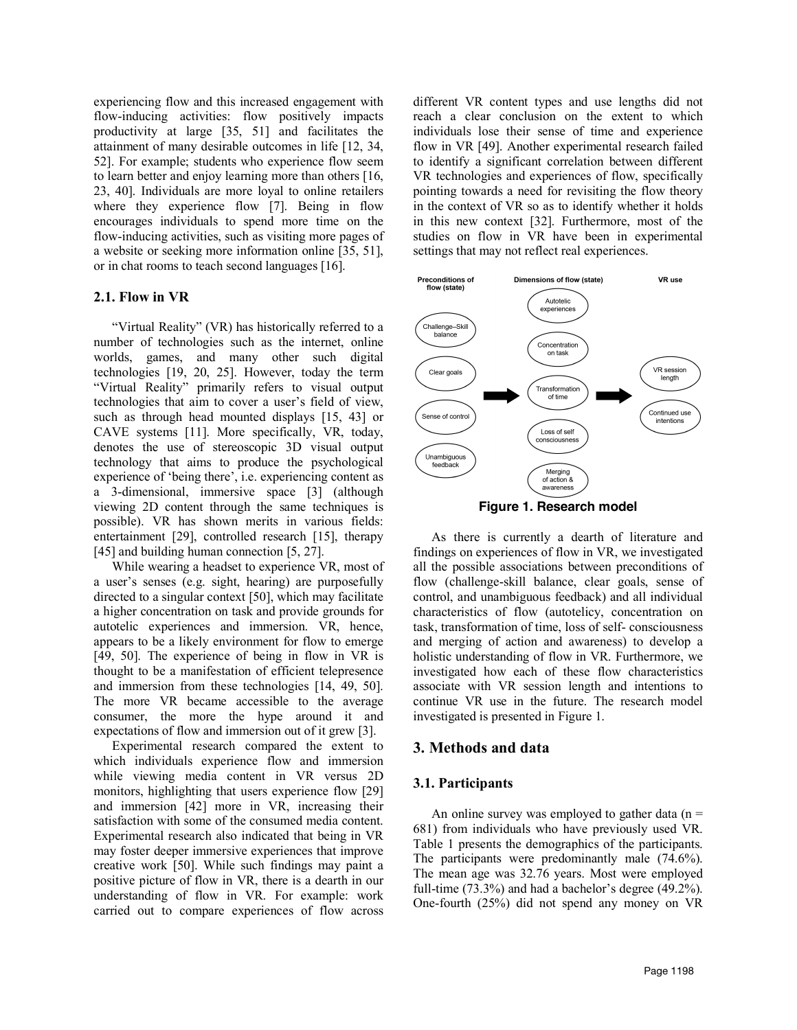experiencing flow and this increased engagement with flow-inducing activities: flow positively impacts productivity at large [35, 51] and facilitates the attainment of many desirable outcomes in life [12, 34, 52]. For example; students who experience flow seem to learn better and enjoy learning more than others [16, 23, 40]. Individuals are more loyal to online retailers where they experience flow [7]. Being in flow encourages individuals to spend more time on the flow-inducing activities, such as visiting more pages of a website or seeking more information online [35, 51], or in chat rooms to teach second languages [16].

## 2.1. Flow in VR

"Virtual Reality" (VR) has historically referred to a number of technologies such as the internet, online worlds, games, and many other such digital technologies [19, 20, 25]. However, today the term "Virtual Reality" primarily refers to visual output technologies that aim to cover a user's field of view, such as through head mounted displays [15, 43] or CAVE systems [11]. More specifically, VR, today, denotes the use of stereoscopic 3D visual output technology that aims to produce the psychological experience of 'being there', i.e. experiencing content as a 3-dimensional, immersive space [3] (although viewing 2D content through the same techniques is possible). VR has shown merits in various fields: entertainment [29], controlled research [15], therapy [45] and building human connection [5, 27].

While wearing a headset to experience VR, most of a user's senses (e.g. sight, hearing) are purposefully directed to a singular context [50], which may facilitate a higher concentration on task and provide grounds for autotelic experiences and immersion. VR, hence, appears to be a likely environment for flow to emerge [49, 50]. The experience of being in flow in VR is thought to be a manifestation of efficient telepresence and immersion from these technologies [14, 49, 50]. The more VR became accessible to the average consumer, the more the hype around it and expectations of flow and immersion out of it grew [3].

Experimental research compared the extent to which individuals experience flow and immersion while viewing media content in VR versus 2D monitors, highlighting that users experience flow [29] and immersion [42] more in VR, increasing their satisfaction with some of the consumed media content. Experimental research also indicated that being in VR may foster deeper immersive experiences that improve creative work [50]. While such findings may paint a positive picture of flow in VR, there is a dearth in our understanding of flow in VR. For example: work carried out to compare experiences of flow across different VR content types and use lengths did not reach a clear conclusion on the extent to which individuals lose their sense of time and experience flow in VR [49]. Another experimental research failed to identify a significant correlation between different VR technologies and experiences of flow, specifically pointing towards a need for revisiting the flow theory in the context of VR so as to identify whether it holds in this new context [32]. Furthermore, most of the studies on flow in VR have been in experimental settings that may not reflect real experiences.

| Preconditions of flow (state) | | Dimensions of flow (state) | | VR use |
|---|---|---|---|---|
| Challenge–Skill balance | | Autotelic experiences | | |
| Clear goals | | Concentration on task | | VR session length |
| Sense of control | → | Transformation of time | → | Continued use intentions |
| Unambiguous feedback | | Loss of self consciousness | | |
| | | Merging of action & awareness | | |

**Figure 1. Research model**

As there is currently a dearth of literature and findings on experiences of flow in VR, we investigated all the possible associations between preconditions of flow (challenge-skill balance, clear goals, sense of control, and unambiguous feedback) and all individual characteristics of flow (autotelicy, concentration on task, transformation of time, loss of self- consciousness and merging of action and awareness) to develop a holistic understanding of flow in VR. Furthermore, we investigated how each of these flow characteristics associate with VR session length and intentions to continue VR use in the future. The research model investigated is presented in Figure 1.

# 3. Methods and data

## 3.1. Participants

An online survey was employed to gather data (n = 681) from individuals who have previously used VR. Table 1 presents the demographics of the participants. The participants were predominantly male (74.6%). The mean age was 32.76 years. Most were employed full-time (73.3%) and had a bachelor's degree (49.2%). One-fourth (25%) did not spend any money on VR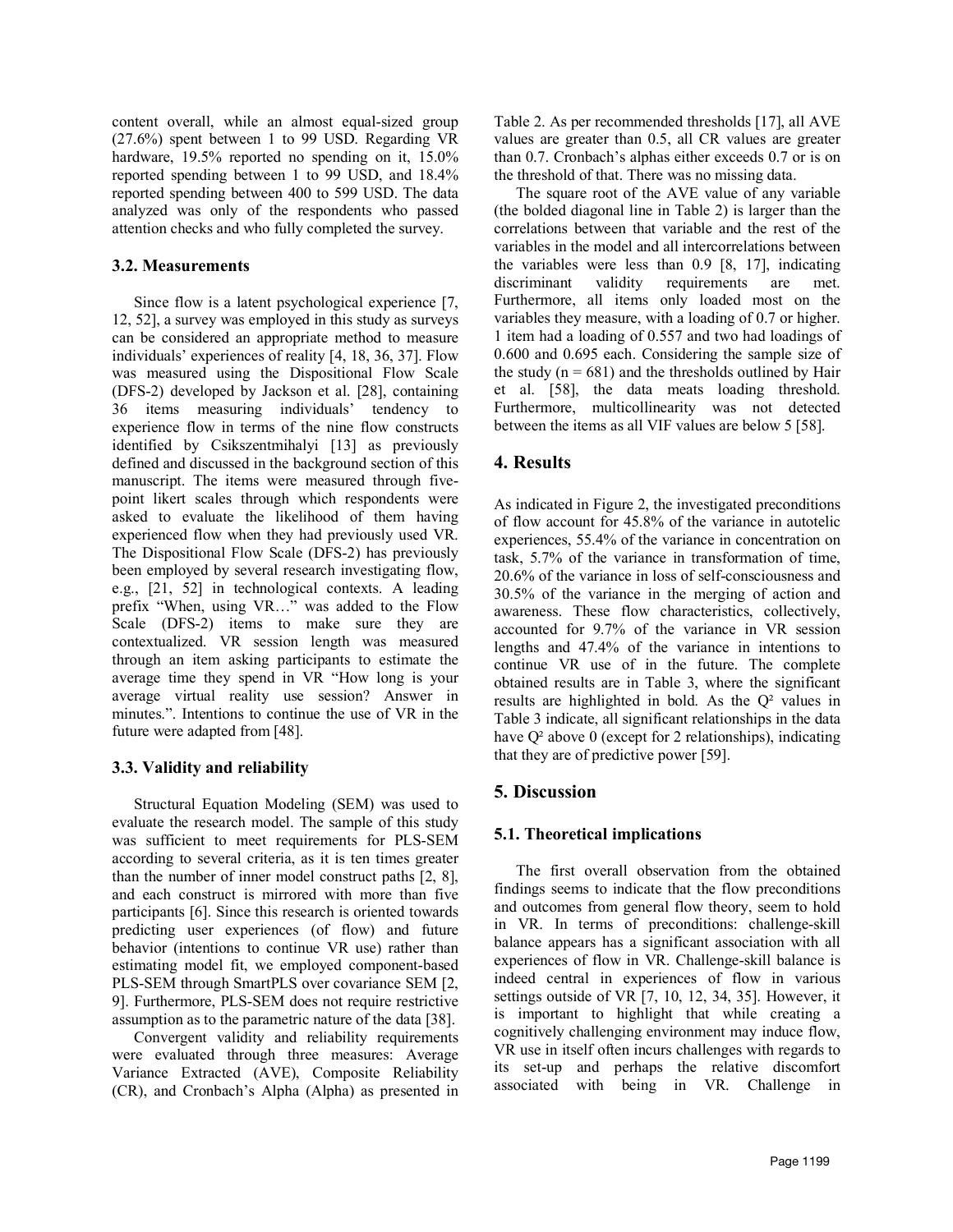content overall, while an almost equal-sized group (27.6%) spent between 1 to 99 USD. Regarding VR hardware, 19.5% reported no spending on it, 15.0% reported spending between 1 to 99 USD, and 18.4% reported spending between 400 to 599 USD. The data analyzed was only of the respondents who passed attention checks and who fully completed the survey.

### 3.2. Measurements

Since flow is a latent psychological experience [7, 12, 52], a survey was employed in this study as surveys can be considered an appropriate method to measure individuals' experiences of reality [4, 18, 36, 37]. Flow was measured using the Dispositional Flow Scale (DFS-2) developed by Jackson et al. [28], containing 36 items measuring individuals' tendency to experience flow in terms of the nine flow constructs identified by Csikszentmihalyi [13] as previously defined and discussed in the background section of this manuscript. The items were measured through five-point likert scales through which respondents were asked to evaluate the likelihood of them having experienced flow when they had previously used VR. The Dispositional Flow Scale (DFS-2) has previously been employed by several research investigating flow, e.g., [21, 52] in technological contexts. A leading prefix "When, using VR…" was added to the Flow Scale (DFS-2) items to make sure they are contextualized. VR session length was measured through an item asking participants to estimate the average time they spend in VR "How long is your average virtual reality use session? Answer in minutes.". Intentions to continue the use of VR in the future were adapted from [48].

### 3.3. Validity and reliability

Structural Equation Modeling (SEM) was used to evaluate the research model. The sample of this study was sufficient to meet requirements for PLS-SEM according to several criteria, as it is ten times greater than the number of inner model construct paths [2, 8], and each construct is mirrored with more than five participants [6]. Since this research is oriented towards predicting user experiences (of flow) and future behavior (intentions to continue VR use) rather than estimating model fit, we employed component-based PLS-SEM through SmartPLS over covariance SEM [2, 9]. Furthermore, PLS-SEM does not require restrictive assumption as to the parametric nature of the data [38].

Convergent validity and reliability requirements were evaluated through three measures: Average Variance Extracted (AVE), Composite Reliability (CR), and Cronbach's Alpha (Alpha) as presented in Table 2. As per recommended thresholds [17], all AVE values are greater than 0.5, all CR values are greater than 0.7. Cronbach's alphas either exceeds 0.7 or is on the threshold of that. There was no missing data.

The square root of the AVE value of any variable (the bolded diagonal line in Table 2) is larger than the correlations between that variable and the rest of the variables in the model and all intercorrelations between the variables were less than 0.9 [8, 17], indicating discriminant validity requirements are met. Furthermore, all items only loaded most on the variables they measure, with a loading of 0.7 or higher. 1 item had a loading of 0.557 and two had loadings of 0.600 and 0.695 each. Considering the sample size of the study ($n = 681$) and the thresholds outlined by Hair et al. [58], the data meats loading threshold. Furthermore, multicollinearity was not detected between the items as all VIF values are below 5 [58].

## 4. Results

As indicated in Figure 2, the investigated preconditions of flow account for 45.8% of the variance in autotelic experiences, 55.4% of the variance in concentration on task, 5.7% of the variance in transformation of time, 20.6% of the variance in loss of self-consciousness and 30.5% of the variance in the merging of action and awareness. These flow characteristics, collectively, accounted for 9.7% of the variance in VR session lengths and 47.4% of the variance in intentions to continue VR use of in the future. The complete obtained results are in Table 3, where the significant results are highlighted in bold. As the $Q^2$ values in Table 3 indicate, all significant relationships in the data have $Q^2$ above 0 (except for 2 relationships), indicating that they are of predictive power [59].

## 5. Discussion

### 5.1. Theoretical implications

The first overall observation from the obtained findings seems to indicate that the flow preconditions and outcomes from general flow theory, seem to hold in VR. In terms of preconditions: challenge-skill balance appears has a significant association with all experiences of flow in VR. Challenge-skill balance is indeed central in experiences of flow in various settings outside of VR [7, 10, 12, 34, 35]. However, it is important to highlight that while creating a cognitively challenging environment may induce flow, VR use in itself often incurs challenges with regards to its set-up and perhaps the relative discomfort associated with being in VR. Challenge in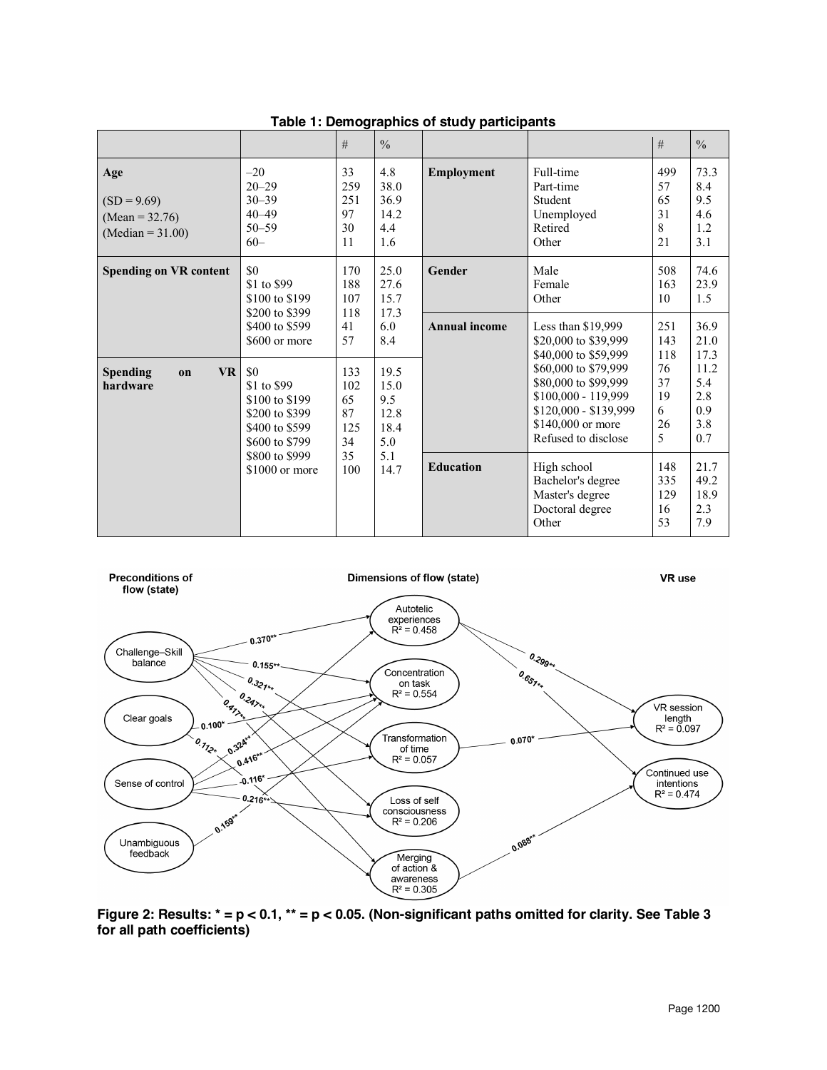**Table 1: Demographics of study participants**

| | | # | % | | | # | % |
|---|---|---|---|---|---|---|---|
| **Age** | –20 | 33 | 4.8 | **Employment** | Full-time | 499 | 73.3 |
| (SD = 9.69) | 20–29 | 259 | 38.0 | | Part-time | 57 | 8.4 |
| (Mean = 32.76) | 30–39 | 251 | 36.9 | | Student | 65 | 9.5 |
| (Median = 31.00) | 40–49 | 97 | 14.2 | | Unemployed | 31 | 4.6 |
| | 50–59 | 30 | 4.4 | | Retired | 8 | 1.2 |
| | 60– | 11 | 1.6 | | Other | 21 | 3.1 |
| **Spending on VR content** | $0 | 170 | 25.0 | **Gender** | Male | 508 | 74.6 |
| | $1 to $99 | 188 | 27.6 | | Female | 163 | 23.9 |
| | $100 to $199 | 107 | 15.7 | | Other | 10 | 1.5 |
| | $200 to $399 | 118 | 17.3 | **Annual income** | Less than $19,999 | 251 | 36.9 |
| | $400 to $599 | 41 | 6.0 | | $20,000 to $39,999 | 143 | 21.0 |
| | $600 or more | 57 | 8.4 | | $40,000 to $59,999 | 118 | 17.3 |
| **Spending on VR hardware** | $0 | 133 | 19.5 | | $60,000 to $79,999 | 76 | 11.2 |
| | $1 to $99 | 102 | 15.0 | | $80,000 to $99,999 | 37 | 5.4 |
| | $100 to $199 | 65 | 9.5 | | $100,000 - 119,999 | 19 | 2.8 |
| | $200 to $399 | 87 | 12.8 | | $120,000 - $139,999 | 6 | 0.9 |
| | $400 to $599 | 125 | 18.4 | | $140,000 or more | 26 | 3.8 |
| | $600 to $799 | 34 | 5.0 | | Refused to disclose | 5 | 0.7 |
| | $800 to $999 | 35 | 5.1 | **Education** | High school | 148 | 21.7 |
| | $1000 or more | 100 | 14.7 | | Bachelor's degree | 335 | 49.2 |
| | | | | | Master's degree | 129 | 18.9 |
| | | | | | Doctoral degree | 16 | 2.3 |
| | | | | | Other | 53 | 7.9 |

**Figure 2: Results: * = $p < 0.1$, ** = $p < 0.05$. (Non-significant paths omitted for clarity. See Table 3 for all path coefficients)**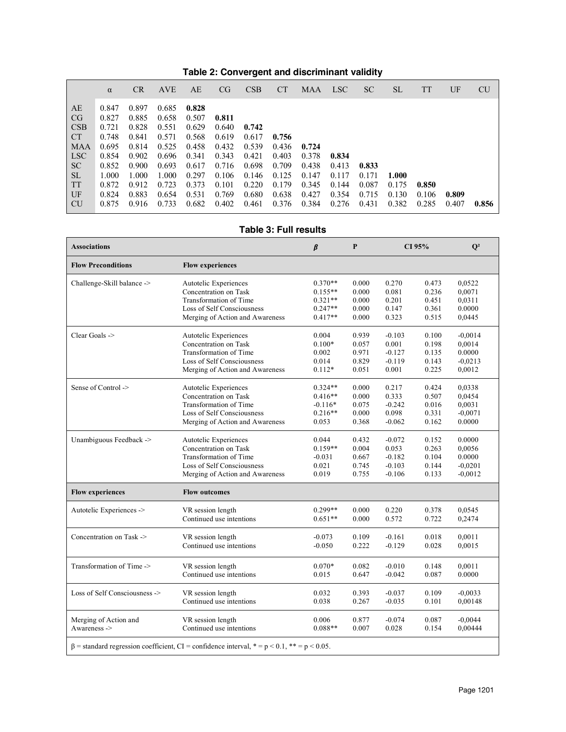**Table 2: Convergent and discriminant validity**

| | α | CR | AVE | AE | CG | CSB | CT | MAA | LSC | SC | SL | TT | UF | CU |
|---|---|---|---|---|---|---|---|---|---|---|---|---|---|---|
| AE | 0.847 | 0.897 | 0.685 | **0.828** | | | | | | | | | | |
| CG | 0.827 | 0.885 | 0.658 | 0.507 | **0.811** | | | | | | | | | |
| CSB | 0.721 | 0.828 | 0.551 | 0.629 | 0.640 | **0.742** | | | | | | | | |
| CT | 0.748 | 0.841 | 0.571 | 0.568 | 0.619 | 0.617 | **0.756** | | | | | | | |
| MAA | 0.695 | 0.814 | 0.525 | 0.458 | 0.432 | 0.539 | 0.436 | **0.724** | | | | | | |
| LSC | 0.854 | 0.902 | 0.696 | 0.341 | 0.343 | 0.421 | 0.403 | 0.378 | **0.834** | | | | | |
| SC | 0.852 | 0.900 | 0.693 | 0.617 | 0.716 | 0.698 | 0.709 | 0.438 | 0.413 | **0.833** | | | | |
| SL | 1.000 | 1.000 | 1.000 | 0.297 | 0.106 | 0.146 | 0.125 | 0.147 | 0.117 | 0.171 | **1.000** | | | |
| TT | 0.872 | 0.912 | 0.723 | 0.373 | 0.101 | 0.220 | 0.179 | 0.345 | 0.144 | 0.087 | 0.175 | **0.850** | | |
| UF | 0.824 | 0.883 | 0.654 | 0.531 | 0.769 | 0.680 | 0.638 | 0.427 | 0.354 | 0.715 | 0.130 | 0.106 | **0.809** | |
| CU | 0.875 | 0.916 | 0.733 | 0.682 | 0.402 | 0.461 | 0.376 | 0.384 | 0.276 | 0.431 | 0.382 | 0.285 | 0.407 | **0.856** |

**Table 3: Full results**

| **Associations** | | ***β*** | **P** | **CI 95%** | | **Q²** |
|---|---|---|---|---|---|---|
| **Flow Preconditions** | **Flow experiences** | | | | | |
| Challenge-Skill balance -> | Autotelic Experiences | 0.370** | 0.000 | 0.270 | 0.473 | 0,0522 |
| | Concentration on Task | 0.155** | 0.000 | 0.081 | 0.236 | 0,0071 |
| | Transformation of Time | 0.321** | 0.000 | 0.201 | 0.451 | 0,0311 |
| | Loss of Self Consciousness | 0.247** | 0.000 | 0.147 | 0.361 | 0,0000 |
| | Merging of Action and Awareness | 0.417** | 0.000 | 0.323 | 0.515 | 0,0445 |
| Clear Goals -> | Autotelic Experiences | 0.004 | 0.939 | -0.103 | 0.100 | -0,0014 |
| | Concentration on Task | 0.100* | 0.057 | 0.001 | 0.198 | 0,0014 |
| | Transformation of Time | 0.002 | 0.971 | -0.127 | 0.135 | 0,0000 |
| | Loss of Self Consciousness | 0.014 | 0.829 | -0.119 | 0.143 | -0,0213 |
| | Merging of Action and Awareness | 0.112* | 0.051 | 0.001 | 0.225 | 0,0012 |
| Sense of Control -> | Autotelic Experiences | 0.324** | 0.000 | 0.217 | 0.424 | 0,0338 |
| | Concentration on Task | 0.416** | 0.000 | 0.333 | 0.507 | 0,0454 |
| | Transformation of Time | -0.116* | 0.075 | -0.242 | 0.016 | 0,0031 |
| | Loss of Self Consciousness | 0.216** | 0.000 | 0.098 | 0.331 | -0,0071 |
| | Merging of Action and Awareness | 0.053 | 0.368 | -0.062 | 0.162 | 0,0000 |
| Unambiguous Feedback -> | Autotelic Experiences | 0.044 | 0.432 | -0.072 | 0.152 | 0,0000 |
| | Concentration on Task | 0.159** | 0.004 | 0.053 | 0.263 | 0,0056 |
| | Transformation of Time | -0.031 | 0.667 | -0.182 | 0.104 | 0,0000 |
| | Loss of Self Consciousness | 0.021 | 0.745 | -0.103 | 0.144 | -0,0201 |
| | Merging of Action and Awareness | 0.019 | 0.755 | -0.106 | 0.133 | -0,0012 |
| **Flow experiences** | **Flow outcomes** | | | | | |
| Autotelic Experiences -> | VR session length | 0.299** | 0.000 | 0.220 | 0.378 | 0,0545 |
| | Continued use intentions | 0.651** | 0.000 | 0.572 | 0.722 | 0,2474 |
| Concentration on Task -> | VR session length | -0.073 | 0.109 | -0.161 | 0.018 | 0,0011 |
| | Continued use intentions | -0.050 | 0.222 | -0.129 | 0.028 | 0,0015 |
| Transformation of Time -> | VR session length | 0.070* | 0.082 | -0.010 | 0.148 | 0,0011 |
| | Continued use intentions | 0.015 | 0.647 | -0.042 | 0.087 | 0.0000 |
| Loss of Self Consciousness -> | VR session length | 0.032 | 0.393 | -0.037 | 0.109 | -0,0033 |
| | Continued use intentions | 0.038 | 0.267 | -0.035 | 0.101 | 0,00148 |
| Merging of Action and Awareness -> | VR session length | 0.006 | 0.877 | -0.074 | 0.087 | -0,0044 |
| | Continued use intentions | 0.088** | 0.007 | 0.028 | 0.154 | 0,00444 |

β = standard regression coefficient, CI = confidence interval, * = $p < 0.1$, ** = $p < 0.05$.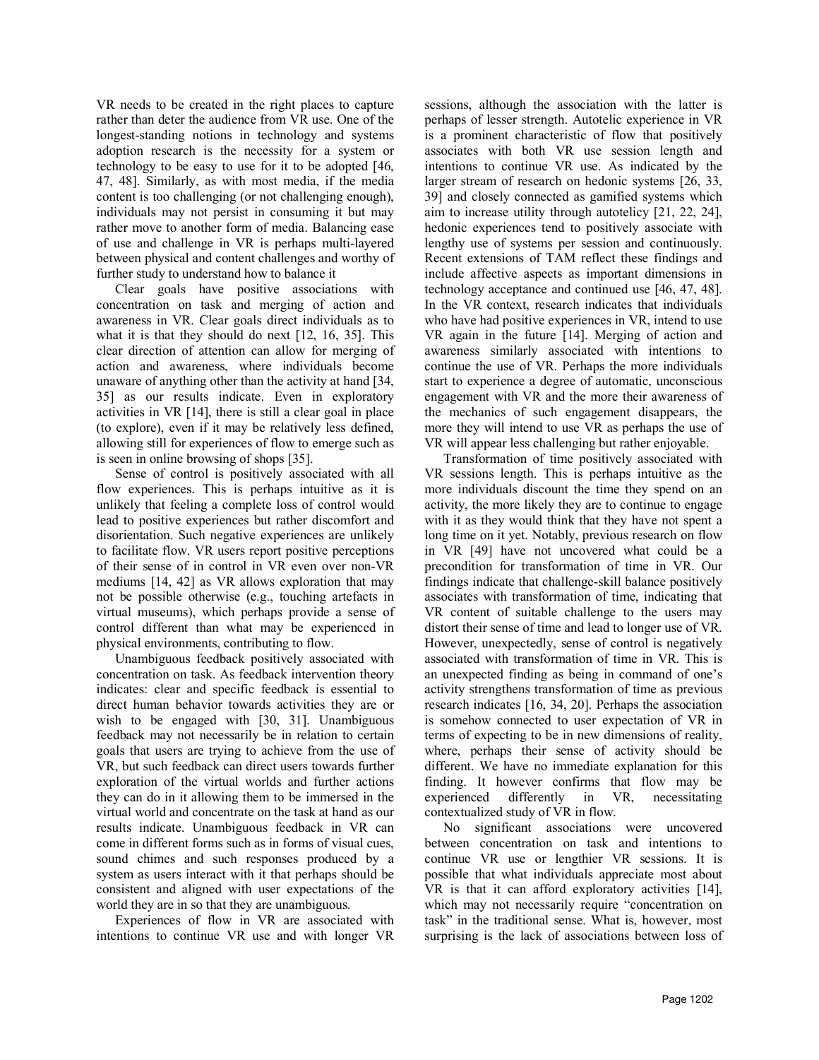VR needs to be created in the right places to capture rather than deter the audience from VR use. One of the longest-standing notions in technology and systems adoption research is the necessity for a system or technology to be easy to use for it to be adopted [46, 47, 48]. Similarly, as with most media, if the media content is too challenging (or not challenging enough), individuals may not persist in consuming it but may rather move to another form of media. Balancing ease of use and challenge in VR is perhaps multi-layered between physical and content challenges and worthy of further study to understand how to balance it

Clear goals have positive associations with concentration on task and merging of action and awareness in VR. Clear goals direct individuals as to what it is that they should do next [12, 16, 35]. This clear direction of attention can allow for merging of action and awareness, where individuals become unaware of anything other than the activity at hand [34, 35] as our results indicate. Even in exploratory activities in VR [14], there is still a clear goal in place (to explore), even if it may be relatively less defined, allowing still for experiences of flow to emerge such as is seen in online browsing of shops [35].

Sense of control is positively associated with all flow experiences. This is perhaps intuitive as it is unlikely that feeling a complete loss of control would lead to positive experiences but rather discomfort and disorientation. Such negative experiences are unlikely to facilitate flow. VR users report positive perceptions of their sense of in control in VR even over non-VR mediums [14, 42] as VR allows exploration that may not be possible otherwise (e.g., touching artefacts in virtual museums), which perhaps provide a sense of control different than what may be experienced in physical environments, contributing to flow.

Unambiguous feedback positively associated with concentration on task. As feedback intervention theory indicates: clear and specific feedback is essential to direct human behavior towards activities they are or wish to be engaged with [30, 31]. Unambiguous feedback may not necessarily be in relation to certain goals that users are trying to achieve from the use of VR, but such feedback can direct users towards further exploration of the virtual worlds and further actions they can do in it allowing them to be immersed in the virtual world and concentrate on the task at hand as our results indicate. Unambiguous feedback in VR can come in different forms such as in forms of visual cues, sound chimes and such responses produced by a system as users interact with it that perhaps should be consistent and aligned with user expectations of the world they are in so that they are unambiguous.

Experiences of flow in VR are associated with intentions to continue VR use and with longer VR sessions, although the association with the latter is perhaps of lesser strength. Autotelic experience in VR is a prominent characteristic of flow that positively associates with both VR use session length and intentions to continue VR use. As indicated by the larger stream of research on hedonic systems [26, 33, 39] and closely connected as gamified systems which aim to increase utility through autotelicy [21, 22, 24], hedonic experiences tend to positively associate with lengthy use of systems per session and continuously. Recent extensions of TAM reflect these findings and include affective aspects as important dimensions in technology acceptance and continued use [46, 47, 48]. In the VR context, research indicates that individuals who have had positive experiences in VR, intend to use VR again in the future [14]. Merging of action and awareness similarly associated with intentions to continue the use of VR. Perhaps the more individuals start to experience a degree of automatic, unconscious engagement with VR and the more their awareness of the mechanics of such engagement disappears, the more they will intend to use VR as perhaps the use of VR will appear less challenging but rather enjoyable.

Transformation of time positively associated with VR sessions length. This is perhaps intuitive as the more individuals discount the time they spend on an activity, the more likely they are to continue to engage with it as they would think that they have not spent a long time on it yet. Notably, previous research on flow in VR [49] have not uncovered what could be a precondition for transformation of time in VR. Our findings indicate that challenge-skill balance positively associates with transformation of time, indicating that VR content of suitable challenge to the users may distort their sense of time and lead to longer use of VR. However, unexpectedly, sense of control is negatively associated with transformation of time in VR. This is an unexpected finding as being in command of one's activity strengthens transformation of time as previous research indicates [16, 34, 20]. Perhaps the association is somehow connected to user expectation of VR in terms of expecting to be in new dimensions of reality, where, perhaps their sense of activity should be different. We have no immediate explanation for this finding. It however confirms that flow may be experienced differently in VR, necessitating contextualized study of VR in flow.

No significant associations were uncovered between concentration on task and intentions to continue VR use or lengthier VR sessions. It is possible that what individuals appreciate most about VR is that it can afford exploratory activities [14], which may not necessarily require "concentration on task" in the traditional sense. What is, however, most surprising is the lack of associations between loss of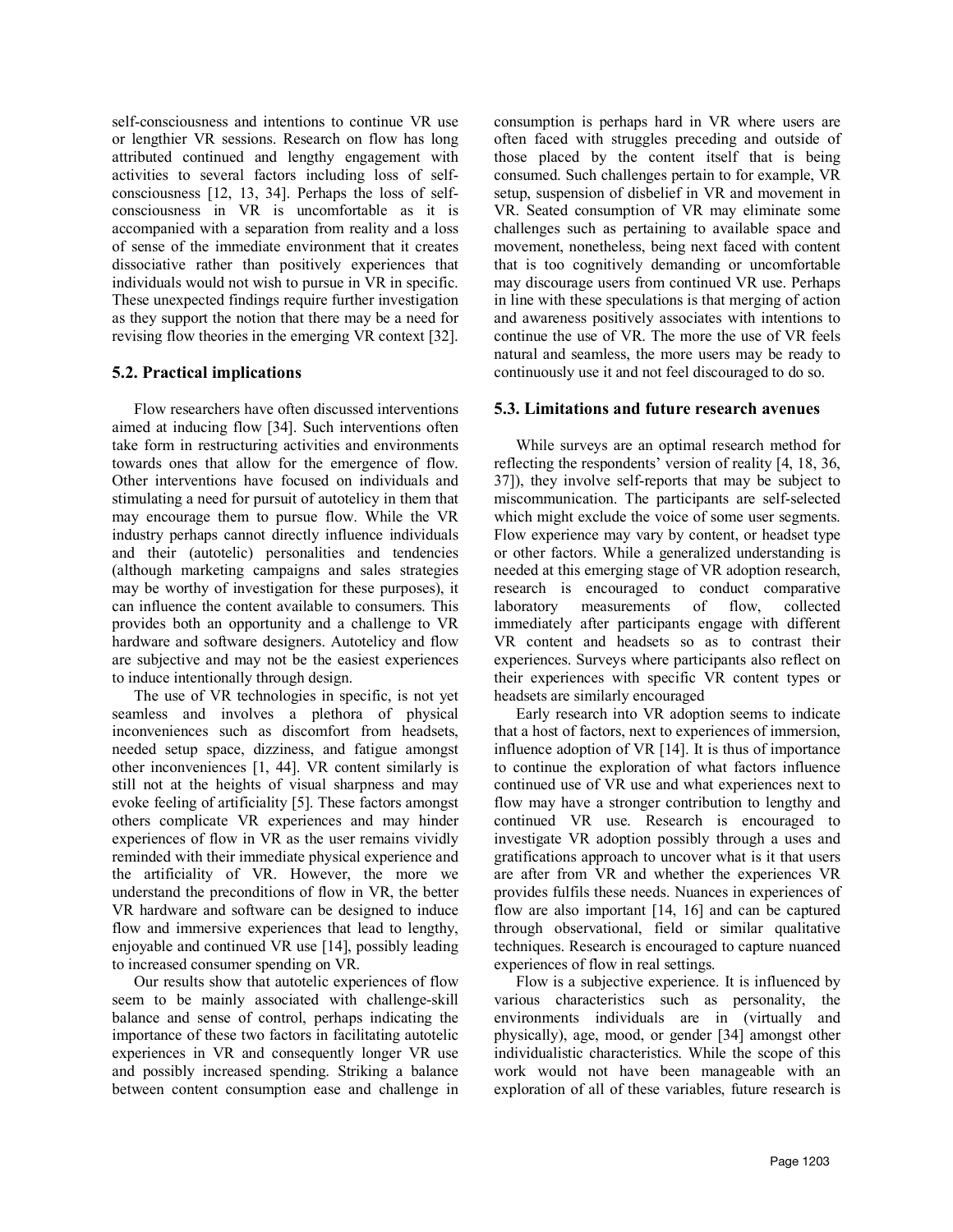self-consciousness and intentions to continue VR use or lengthier VR sessions. Research on flow has long attributed continued and lengthy engagement with activities to several factors including loss of self-consciousness [12, 13, 34]. Perhaps the loss of self-consciousness in VR is uncomfortable as it is accompanied with a separation from reality and a loss of sense of the immediate environment that it creates dissociative rather than positively experiences that individuals would not wish to pursue in VR in specific. These unexpected findings require further investigation as they support the notion that there may be a need for revising flow theories in the emerging VR context [32].

## 5.2. Practical implications

Flow researchers have often discussed interventions aimed at inducing flow [34]. Such interventions often take form in restructuring activities and environments towards ones that allow for the emergence of flow. Other interventions have focused on individuals and stimulating a need for pursuit of autotelicy in them that may encourage them to pursue flow. While the VR industry perhaps cannot directly influence individuals and their (autotelic) personalities and tendencies (although marketing campaigns and sales strategies may be worthy of investigation for these purposes), it can influence the content available to consumers. This provides both an opportunity and a challenge to VR hardware and software designers. Autotelicy and flow are subjective and may not be the easiest experiences to induce intentionally through design.

The use of VR technologies in specific, is not yet seamless and involves a plethora of physical inconveniences such as discomfort from headsets, needed setup space, dizziness, and fatigue amongst other inconveniences [1, 44]. VR content similarly is still not at the heights of visual sharpness and may evoke feeling of artificiality [5]. These factors amongst others complicate VR experiences and may hinder experiences of flow in VR as the user remains vividly reminded with their immediate physical experience and the artificiality of VR. However, the more we understand the preconditions of flow in VR, the better VR hardware and software can be designed to induce flow and immersive experiences that lead to lengthy, enjoyable and continued VR use [14], possibly leading to increased consumer spending on VR.

Our results show that autotelic experiences of flow seem to be mainly associated with challenge-skill balance and sense of control, perhaps indicating the importance of these two factors in facilitating autotelic experiences in VR and consequently longer VR use and possibly increased spending. Striking a balance between content consumption ease and challenge in consumption is perhaps hard in VR where users are often faced with struggles preceding and outside of those placed by the content itself that is being consumed. Such challenges pertain to for example, VR setup, suspension of disbelief in VR and movement in VR. Seated consumption of VR may eliminate some challenges such as pertaining to available space and movement, nonetheless, being next faced with content that is too cognitively demanding or uncomfortable may discourage users from continued VR use. Perhaps in line with these speculations is that merging of action and awareness positively associates with intentions to continue the use of VR. The more the use of VR feels natural and seamless, the more users may be ready to continuously use it and not feel discouraged to do so.

## 5.3. Limitations and future research avenues

While surveys are an optimal research method for reflecting the respondents' version of reality [4, 18, 36, 37]), they involve self-reports that may be subject to miscommunication. The participants are self-selected which might exclude the voice of some user segments. Flow experience may vary by content, or headset type or other factors. While a generalized understanding is needed at this emerging stage of VR adoption research, research is encouraged to conduct comparative laboratory measurements of flow, collected immediately after participants engage with different VR content and headsets so as to contrast their experiences. Surveys where participants also reflect on their experiences with specific VR content types or headsets are similarly encouraged

Early research into VR adoption seems to indicate that a host of factors, next to experiences of immersion, influence adoption of VR [14]. It is thus of importance to continue the exploration of what factors influence continued use of VR use and what experiences next to flow may have a stronger contribution to lengthy and continued VR use. Research is encouraged to investigate VR adoption possibly through a uses and gratifications approach to uncover what is it that users are after from VR and whether the experiences VR provides fulfils these needs. Nuances in experiences of flow are also important [14, 16] and can be captured through observational, field or similar qualitative techniques. Research is encouraged to capture nuanced experiences of flow in real settings.

Flow is a subjective experience. It is influenced by various characteristics such as personality, the environments individuals are in (virtually and physically), age, mood, or gender [34] amongst other individualistic characteristics. While the scope of this work would not have been manageable with an exploration of all of these variables, future research is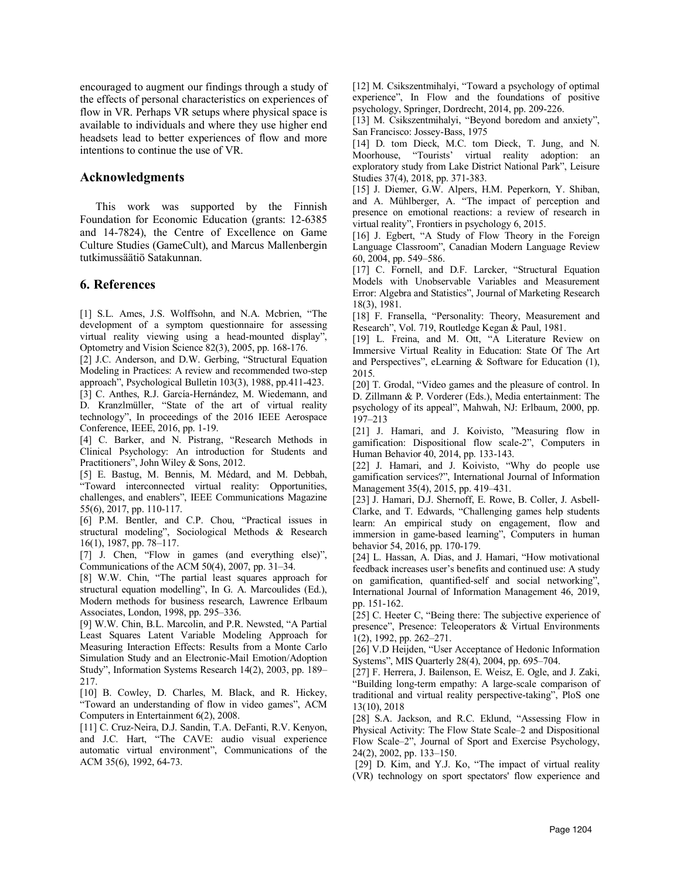encouraged to augment our findings through a study of the effects of personal characteristics on experiences of flow in VR. Perhaps VR setups where physical space is available to individuals and where they use higher end headsets lead to better experiences of flow and more intentions to continue the use of VR.

## Acknowledgments

This work was supported by the Finnish Foundation for Economic Education (grants: 12-6385 and 14-7824), the Centre of Excellence on Game Culture Studies (GameCult), and Marcus Mallenbergin tutkimussäätiö Satakunnan.

## 6. References

[1] S.L. Ames, J.S. Wolffsohn, and N.A. Mcbrien, "The development of a symptom questionnaire for assessing virtual reality viewing using a head-mounted display", Optometry and Vision Science 82(3), 2005, pp. 168-176.

[2] J.C. Anderson, and D.W. Gerbing, "Structural Equation Modeling in Practices: A review and recommended two-step approach", Psychological Bulletin 103(3), 1988, pp.411-423.

[3] C. Anthes, R.J. García-Hernández, M. Wiedemann, and D. Kranzlmüller, "State of the art of virtual reality technology", In proceedings of the 2016 IEEE Aerospace Conference, IEEE, 2016, pp. 1-19.

[4] C. Barker, and N. Pistrang, "Research Methods in Clinical Psychology: An introduction for Students and Practitioners", John Wiley & Sons, 2012.

[5] E. Bastug, M. Bennis, M. Médard, and M. Debbah, "Toward interconnected virtual reality: Opportunities, challenges, and enablers", IEEE Communications Magazine 55(6), 2017, pp. 110-117.

[6] P.M. Bentler, and C.P. Chou, "Practical issues in structural modeling", Sociological Methods & Research 16(1), 1987, pp. 78–117.

[7] J. Chen, "Flow in games (and everything else)", Communications of the ACM 50(4), 2007, pp. 31–34.

[8] W.W. Chin, "The partial least squares approach for structural equation modelling", In G. A. Marcoulides (Ed.), Modern methods for business research, Lawrence Erlbaum Associates, London, 1998, pp. 295–336.

[9] W.W. Chin, B.L. Marcolin, and P.R. Newsted, "A Partial Least Squares Latent Variable Modeling Approach for Measuring Interaction Effects: Results from a Monte Carlo Simulation Study and an Electronic-Mail Emotion/Adoption Study", Information Systems Research 14(2), 2003, pp. 189–217.

[10] B. Cowley, D. Charles, M. Black, and R. Hickey, "Toward an understanding of flow in video games", ACM Computers in Entertainment 6(2), 2008.

[11] C. Cruz-Neira, D.J. Sandin, T.A. DeFanti, R.V. Kenyon, and J.C. Hart, "The CAVE: audio visual experience automatic virtual environment", Communications of the ACM 35(6), 1992, 64-73.

[12] M. Csikszentmihalyi, "Toward a psychology of optimal experience", In Flow and the foundations of positive psychology, Springer, Dordrecht, 2014, pp. 209-226.

[13] M. Csikszentmihalyi, "Beyond boredom and anxiety", San Francisco: Jossey-Bass, 1975

[14] D. tom Dieck, M.C. tom Dieck, T. Jung, and N. Moorhouse, "Tourists' virtual reality adoption: an exploratory study from Lake District National Park", Leisure Studies 37(4), 2018, pp. 371-383.

[15] J. Diemer, G.W. Alpers, H.M. Peperkorn, Y. Shiban, and A. Mühlberger, A. "The impact of perception and presence on emotional reactions: a review of research in virtual reality", Frontiers in psychology 6, 2015.

[16] J. Egbert, "A Study of Flow Theory in the Foreign Language Classroom", Canadian Modern Language Review 60, 2004, pp. 549–586.

[17] C. Fornell, and D.F. Larcker, "Structural Equation Models with Unobservable Variables and Measurement Error: Algebra and Statistics", Journal of Marketing Research 18(3), 1981.

[18] F. Fransella, "Personality: Theory, Measurement and Research", Vol. 719, Routledge Kegan & Paul, 1981.

[19] L. Freina, and M. Ott, "A Literature Review on Immersive Virtual Reality in Education: State Of The Art and Perspectives", eLearning & Software for Education (1), 2015.

[20] T. Grodal, "Video games and the pleasure of control. In D. Zillmann & P. Vorderer (Eds.), Media entertainment: The psychology of its appeal", Mahwah, NJ: Erlbaum, 2000, pp. 197–213

[21] J. Hamari, and J. Koivisto, "Measuring flow in gamification: Dispositional flow scale-2", Computers in Human Behavior 40, 2014, pp. 133-143.

[22] J. Hamari, and J. Koivisto, "Why do people use gamification services?", International Journal of Information Management 35(4), 2015, pp. 419–431.

[23] J. Hamari, D.J. Shernoff, E. Rowe, B. Coller, J. Asbell-Clarke, and T. Edwards, "Challenging games help students learn: An empirical study on engagement, flow and immersion in game-based learning", Computers in human behavior 54, 2016, pp. 170-179.

[24] L. Hassan, A. Dias, and J. Hamari, "How motivational feedback increases user's benefits and continued use: A study on gamification, quantified-self and social networking", International Journal of Information Management 46, 2019, pp. 151-162.

[25] C. Heeter C, "Being there: The subjective experience of presence", Presence: Teleoperators & Virtual Environments 1(2), 1992, pp. 262–271.

[26] V.D Heijden, "User Acceptance of Hedonic Information Systems", MIS Quarterly 28(4), 2004, pp. 695–704.

[27] F. Herrera, J. Bailenson, E. Weisz, E. Ogle, and J. Zaki, "Building long-term empathy: A large-scale comparison of traditional and virtual reality perspective-taking", PloS one 13(10), 2018

[28] S.A. Jackson, and R.C. Eklund, "Assessing Flow in Physical Activity: The Flow State Scale–2 and Dispositional Flow Scale–2", Journal of Sport and Exercise Psychology, 24(2), 2002, pp. 133–150.

[29] D. Kim, and Y.J. Ko, "The impact of virtual reality (VR) technology on sport spectators' flow experience and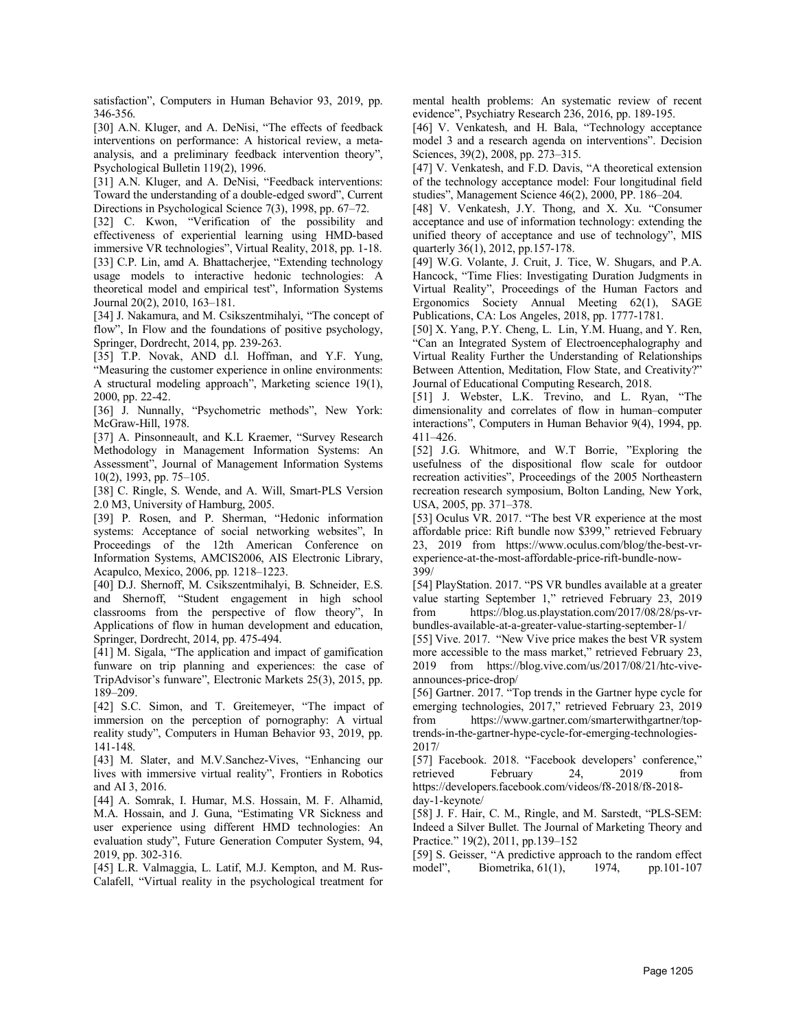satisfaction", Computers in Human Behavior 93, 2019, pp. 346-356.

[30] A.N. Kluger, and A. DeNisi, "The effects of feedback interventions on performance: A historical review, a meta-analysis, and a preliminary feedback intervention theory", Psychological Bulletin 119(2), 1996.

[31] A.N. Kluger, and A. DeNisi, "Feedback interventions: Toward the understanding of a double-edged sword", Current Directions in Psychological Science 7(3), 1998, pp. 67–72.

[32] C. Kwon, "Verification of the possibility and effectiveness of experiential learning using HMD-based immersive VR technologies", Virtual Reality, 2018, pp. 1-18.

[33] C.P. Lin, amd A. Bhattacherjee, "Extending technology usage models to interactive hedonic technologies: A theoretical model and empirical test", Information Systems Journal 20(2), 2010, 163–181.

[34] J. Nakamura, and M. Csikszentmihalyi, "The concept of flow", In Flow and the foundations of positive psychology, Springer, Dordrecht, 2014, pp. 239-263.

[35] T.P. Novak, AND d.l. Hoffman, and Y.F. Yung, "Measuring the customer experience in online environments: A structural modeling approach", Marketing science 19(1), 2000, pp. 22-42.

[36] J. Nunnally, "Psychometric methods", New York: McGraw-Hill, 1978.

[37] A. Pinsonneault, and K.L Kraemer, "Survey Research Methodology in Management Information Systems: An Assessment", Journal of Management Information Systems 10(2), 1993, pp. 75–105.

[38] C. Ringle, S. Wende, and A. Will, Smart-PLS Version 2.0 M3, University of Hamburg, 2005.

[39] P. Rosen, and P. Sherman, "Hedonic information systems: Acceptance of social networking websites", In Proceedings of the 12th American Conference on Information Systems, AMCIS2006, AIS Electronic Library, Acapulco, Mexico, 2006, pp. 1218–1223.

[40] D.J. Shernoff, M. Csikszentmihalyi, B. Schneider, E.S. and Shernoff, "Student engagement in high school classrooms from the perspective of flow theory", In Applications of flow in human development and education, Springer, Dordrecht, 2014, pp. 475-494.

[41] M. Sigala, "The application and impact of gamification funware on trip planning and experiences: the case of TripAdvisor's funware", Electronic Markets 25(3), 2015, pp. 189–209.

[42] S.C. Simon, and T. Greitemeyer, "The impact of immersion on the perception of pornography: A virtual reality study", Computers in Human Behavior 93, 2019, pp. 141-148.

[43] M. Slater, and M.V.Sanchez-Vives, "Enhancing our lives with immersive virtual reality", Frontiers in Robotics and AI 3, 2016.

[44] A. Somrak, I. Humar, M.S. Hossain, M. F. Alhamid, M.A. Hossain, and J. Guna, "Estimating VR Sickness and user experience using different HMD technologies: An evaluation study", Future Generation Computer System, 94, 2019, pp. 302-316.

[45] L.R. Valmaggia, L. Latif, M.J. Kempton, and M. Rus-Calafell, "Virtual reality in the psychological treatment for mental health problems: An systematic review of recent evidence", Psychiatry Research 236, 2016, pp. 189-195.

[46] V. Venkatesh, and H. Bala, "Technology acceptance model 3 and a research agenda on interventions". Decision Sciences, 39(2), 2008, pp. 273–315.

[47] V. Venkatesh, and F.D. Davis, "A theoretical extension of the technology acceptance model: Four longitudinal field studies", Management Science 46(2), 2000, PP. 186–204.

[48] V. Venkatesh, J.Y. Thong, and X. Xu. "Consumer acceptance and use of information technology: extending the unified theory of acceptance and use of technology", MIS quarterly 36(1), 2012, pp.157-178.

[49] W.G. Volante, J. Cruit, J. Tice, W. Shugars, and P.A. Hancock, "Time Flies: Investigating Duration Judgments in Virtual Reality", Proceedings of the Human Factors and Ergonomics Society Annual Meeting 62(1), SAGE Publications, CA: Los Angeles, 2018, pp. 1777-1781.

[50] X. Yang, P.Y. Cheng, L. Lin, Y.M. Huang, and Y. Ren, "Can an Integrated System of Electroencephalography and Virtual Reality Further the Understanding of Relationships Between Attention, Meditation, Flow State, and Creativity?" Journal of Educational Computing Research, 2018.

[51] J. Webster, L.K. Trevino, and L. Ryan, "The dimensionality and correlates of flow in human–computer interactions", Computers in Human Behavior 9(4), 1994, pp. 411–426.

[52] J.G. Whitmore, and W.T Borrie, "Exploring the usefulness of the dispositional flow scale for outdoor recreation activities", Proceedings of the 2005 Northeastern recreation research symposium, Bolton Landing, New York, USA, 2005, pp. 371–378.

[53] Oculus VR. 2017. "The best VR experience at the most affordable price: Rift bundle now $399," retrieved February 23, 2019 from https://www.oculus.com/blog/the-best-vr-experience-at-the-most-affordable-price-rift-bundle-now-399/

[54] PlayStation. 2017. "PS VR bundles available at a greater value starting September 1," retrieved February 23, 2019 from https://blog.us.playstation.com/2017/08/28/ps-vr-bundles-available-at-a-greater-value-starting-september-1/

[55] Vive. 2017. "New Vive price makes the best VR system more accessible to the mass market," retrieved February 23, 2019 from https://blog.vive.com/us/2017/08/21/htc-vive-announces-price-drop/

[56] Gartner. 2017. "Top trends in the Gartner hype cycle for emerging technologies, 2017," retrieved February 23, 2019 from https://www.gartner.com/smarterwithgartner/top-trends-in-the-gartner-hype-cycle-for-emerging-technologies-2017/

[57] Facebook. 2018. "Facebook developers' conference," retrieved February 24, 2019 from https://developers.facebook.com/videos/f8-2018/f8-2018-day-1-keynote/

[58] J. F. Hair, C. M., Ringle, and M. Sarstedt, "PLS-SEM: Indeed a Silver Bullet. The Journal of Marketing Theory and Practice." 19(2), 2011, pp.139–152

[59] S. Geisser, "A predictive approach to the random effect model", Biometrika, 61(1), 1974, pp.101-107